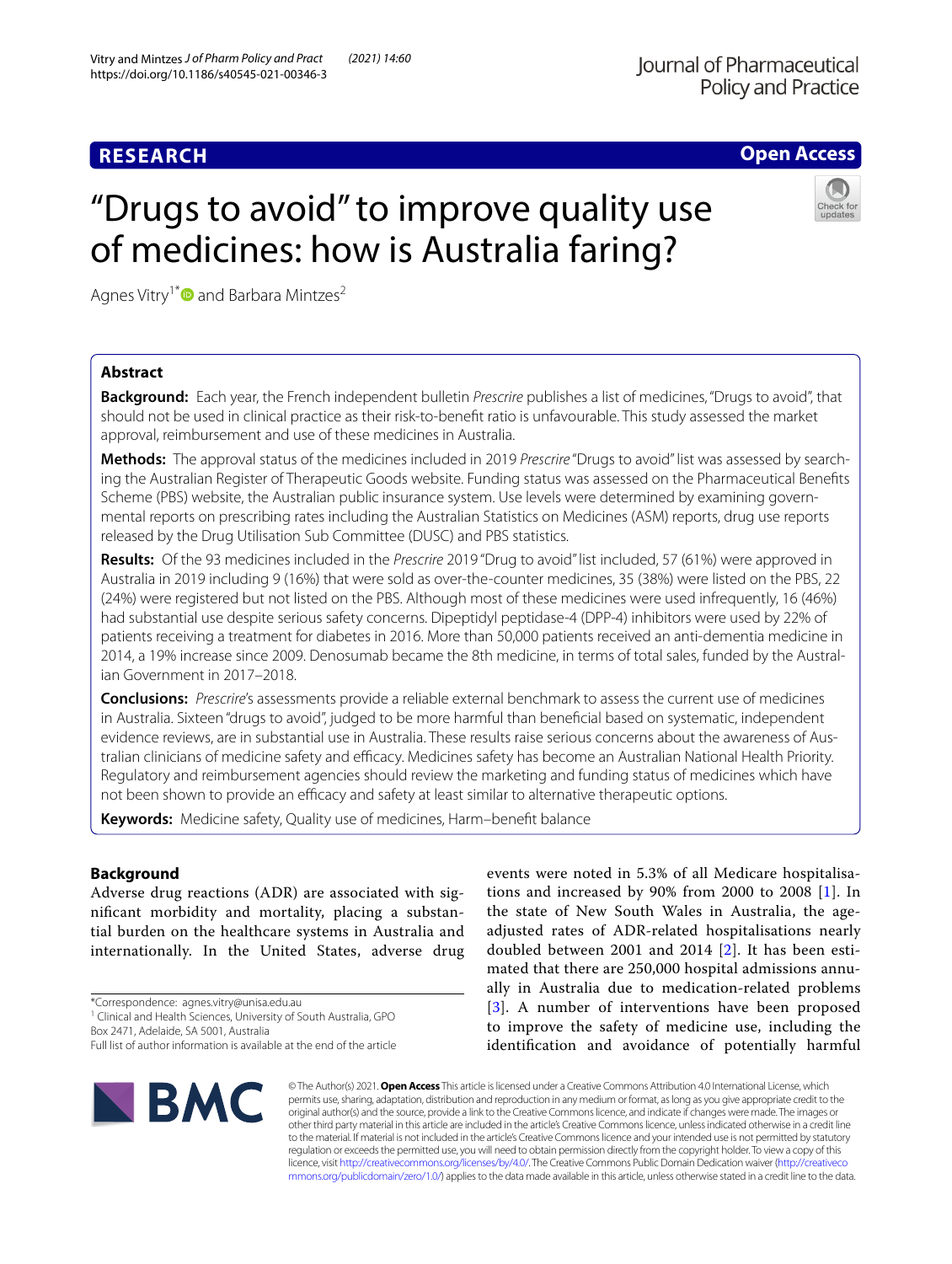**RESEARCH** **Open Access**

# "Drugs to avoid" to improve quality use of medicines: how is Australia faring?

Agnes Vitry[1*] and Barbara Mintzes[2]

## Abstract

**Background:** Each year, the French independent bulletin *Prescrire* publishes a list of medicines, "Drugs to avoid", that should not be used in clinical practice as their risk-to-benefit ratio is unfavourable. This study assessed the market approval, reimbursement and use of these medicines in Australia.

**Methods:** The approval status of the medicines included in 2019 *Prescrire* "Drugs to avoid" list was assessed by searching the Australian Register of Therapeutic Goods website. Funding status was assessed on the Pharmaceutical Benefits Scheme (PBS) website, the Australian public insurance system. Use levels were determined by examining governmental reports on prescribing rates including the Australian Statistics on Medicines (ASM) reports, drug use reports released by the Drug Utilisation Sub Committee (DUSC) and PBS statistics.

**Results:** Of the 93 medicines included in the *Prescrire* 2019 "Drug to avoid" list included, 57 (61%) were approved in Australia in 2019 including 9 (16%) that were sold as over-the-counter medicines, 35 (38%) were listed on the PBS, 22 (24%) were registered but not listed on the PBS. Although most of these medicines were used infrequently, 16 (46%) had substantial use despite serious safety concerns. Dipeptidyl peptidase-4 (DPP-4) inhibitors were used by 22% of patients receiving a treatment for diabetes in 2016. More than 50,000 patients received an anti-dementia medicine in 2014, a 19% increase since 2009. Denosumab became the 8th medicine, in terms of total sales, funded by the Australian Government in 2017–2018.

**Conclusions:** *Prescrire*'s assessments provide a reliable external benchmark to assess the current use of medicines in Australia. Sixteen "drugs to avoid", judged to be more harmful than beneficial based on systematic, independent evidence reviews, are in substantial use in Australia. These results raise serious concerns about the awareness of Australian clinicians of medicine safety and efficacy. Medicines safety has become an Australian National Health Priority. Regulatory and reimbursement agencies should review the marketing and funding status of medicines which have not been shown to provide an efficacy and safety at least similar to alternative therapeutic options.

**Keywords:** Medicine safety, Quality use of medicines, Harm–benefit balance

## Background

Adverse drug reactions (ADR) are associated with significant morbidity and mortality, placing a substantial burden on the healthcare systems in Australia and internationally. In the United States, adverse drug events were noted in 5.3% of all Medicare hospitalisations and increased by 90% from 2000 to 2008 [1]. In the state of New South Wales in Australia, the age-adjusted rates of ADR-related hospitalisations nearly doubled between 2001 and 2014 [2]. It has been estimated that there are 250,000 hospital admissions annually in Australia due to medication-related problems [3]. A number of interventions have been proposed to improve the safety of medicine use, including the identification and avoidance of potentially harmful

*Correspondence: agnes.vitry@unisa.edu.au

[1] Clinical and Health Sciences, University of South Australia, GPO Box 2471, Adelaide, SA 5001, Australia

Full list of author information is available at the end of the article

© The Author(s) 2021. **Open Access** This article is licensed under a Creative Commons Attribution 4.0 International License, which permits use, sharing, adaptation, distribution and reproduction in any medium or format, as long as you give appropriate credit to the original author(s) and the source, provide a link to the Creative Commons licence, and indicate if changes were made. The images or other third party material in this article are included in the article's Creative Commons licence, unless indicated otherwise in a credit line to the material. If material is not included in the article's Creative Commons licence and your intended use is not permitted by statutory regulation or exceeds the permitted use, you will need to obtain permission directly from the copyright holder. To view a copy of this licence, visit http://creativecommons.org/licenses/by/4.0/. The Creative Commons Public Domain Dedication waiver (http://creativecommons.org/publicdomain/zero/1.0/) applies to the data made available in this article, unless otherwise stated in a credit line to the data.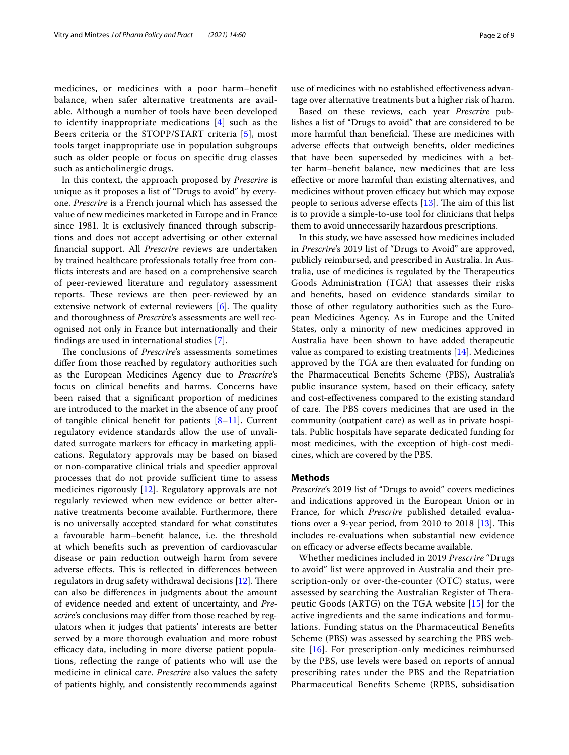medicines, or medicines with a poor harm–benefit balance, when safer alternative treatments are available. Although a number of tools have been developed to identify inappropriate medications [4] such as the Beers criteria or the STOPP/START criteria [5], most tools target inappropriate use in population subgroups such as older people or focus on specific drug classes such as anticholinergic drugs.

In this context, the approach proposed by *Prescrire* is unique as it proposes a list of "Drugs to avoid" by everyone. *Prescrire* is a French journal which has assessed the value of new medicines marketed in Europe and in France since 1981. It is exclusively financed through subscriptions and does not accept advertising or other external financial support. All *Prescrire* reviews are undertaken by trained healthcare professionals totally free from conflicts interests and are based on a comprehensive search of peer-reviewed literature and regulatory assessment reports. These reviews are then peer-reviewed by an extensive network of external reviewers [6]. The quality and thoroughness of *Prescrire*'s assessments are well recognised not only in France but internationally and their findings are used in international studies [7].

The conclusions of *Prescrire*'s assessments sometimes differ from those reached by regulatory authorities such as the European Medicines Agency due to *Prescrire*'s focus on clinical benefits and harms. Concerns have been raised that a significant proportion of medicines are introduced to the market in the absence of any proof of tangible clinical benefit for patients [8–11]. Current regulatory evidence standards allow the use of unvalidated surrogate markers for efficacy in marketing applications. Regulatory approvals may be based on biased or non-comparative clinical trials and speedier approval processes that do not provide sufficient time to assess medicines rigorously [12]. Regulatory approvals are not regularly reviewed when new evidence or better alternative treatments become available. Furthermore, there is no universally accepted standard for what constitutes a favourable harm–benefit balance, i.e. the threshold at which benefits such as prevention of cardiovascular disease or pain reduction outweigh harm from severe adverse effects. This is reflected in differences between regulators in drug safety withdrawal decisions [12]. There can also be differences in judgments about the amount of evidence needed and extent of uncertainty, and *Prescrire*'s conclusions may differ from those reached by regulators when it judges that patients' interests are better served by a more thorough evaluation and more robust efficacy data, including in more diverse patient populations, reflecting the range of patients who will use the medicine in clinical care. *Prescrire* also values the safety of patients highly, and consistently recommends against use of medicines with no established effectiveness advantage over alternative treatments but a higher risk of harm.

Based on these reviews, each year *Prescrire* publishes a list of "Drugs to avoid" that are considered to be more harmful than beneficial. These are medicines with adverse effects that outweigh benefits, older medicines that have been superseded by medicines with a better harm–benefit balance, new medicines that are less effective or more harmful than existing alternatives, and medicines without proven efficacy but which may expose people to serious adverse effects [13]. The aim of this list is to provide a simple-to-use tool for clinicians that helps them to avoid unnecessarily hazardous prescriptions.

In this study, we have assessed how medicines included in *Prescrire*'s 2019 list of "Drugs to Avoid" are approved, publicly reimbursed, and prescribed in Australia. In Australia, use of medicines is regulated by the Therapeutics Goods Administration (TGA) that assesses their risks and benefits, based on evidence standards similar to those of other regulatory authorities such as the European Medicines Agency. As in Europe and the United States, only a minority of new medicines approved in Australia have been shown to have added therapeutic value as compared to existing treatments [14]. Medicines approved by the TGA are then evaluated for funding on the Pharmaceutical Benefits Scheme (PBS), Australia's public insurance system, based on their efficacy, safety and cost-effectiveness compared to the existing standard of care. The PBS covers medicines that are used in the community (outpatient care) as well as in private hospitals. Public hospitals have separate dedicated funding for most medicines, with the exception of high-cost medicines, which are covered by the PBS.

## Methods

*Prescrire*'s 2019 list of "Drugs to avoid" covers medicines and indications approved in the European Union or in France, for which *Prescrire* published detailed evaluations over a 9-year period, from 2010 to 2018 [13]. This includes re-evaluations when substantial new evidence on efficacy or adverse effects became available.

Whether medicines included in 2019 *Prescrire* "Drugs to avoid" list were approved in Australia and their prescription-only or over-the-counter (OTC) status, were assessed by searching the Australian Register of Therapeutic Goods (ARTG) on the TGA website [15] for the active ingredients and the same indications and formulations. Funding status on the Pharmaceutical Benefits Scheme (PBS) was assessed by searching the PBS website [16]. For prescription-only medicines reimbursed by the PBS, use levels were based on reports of annual prescribing rates under the PBS and the Repatriation Pharmaceutical Benefits Scheme (RPBS, subsidisation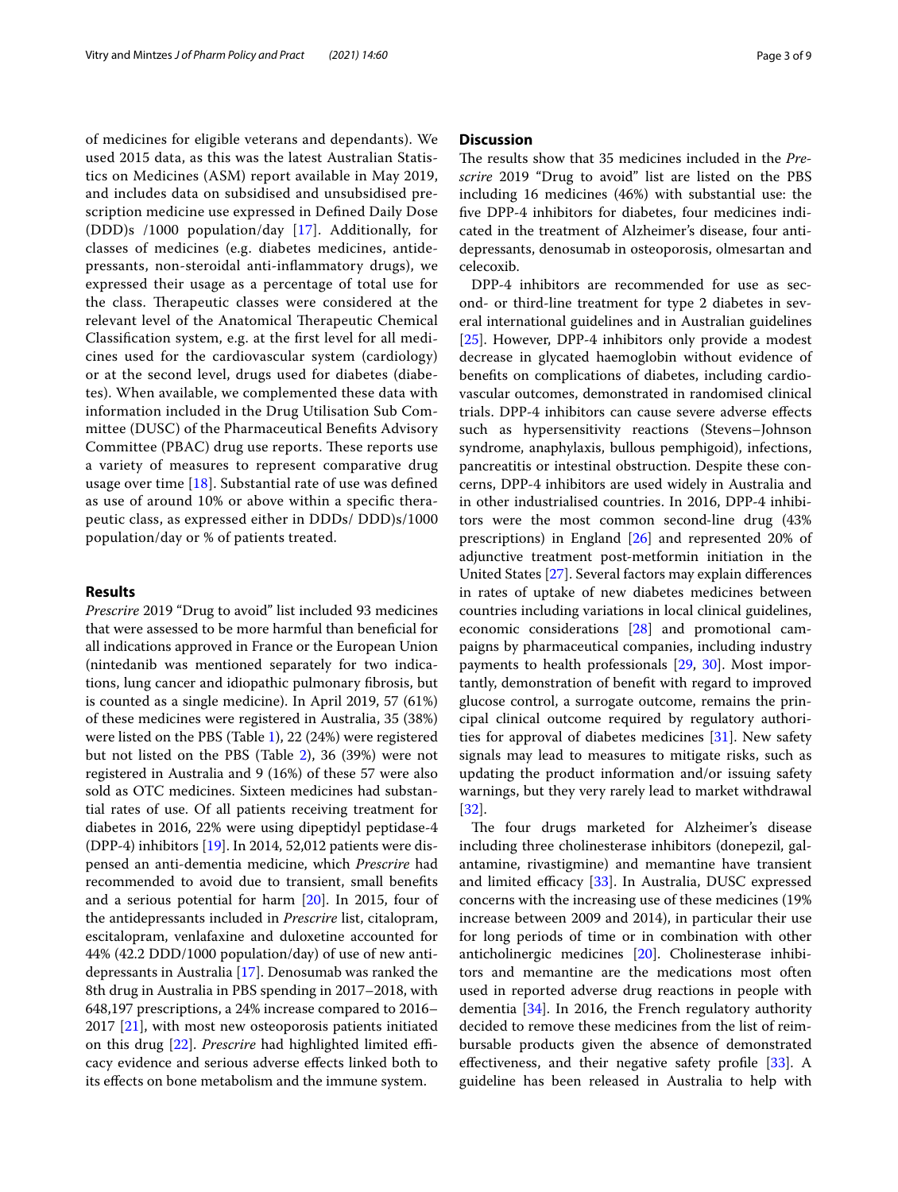of medicines for eligible veterans and dependants). We used 2015 data, as this was the latest Australian Statistics on Medicines (ASM) report available in May 2019, and includes data on subsidised and unsubsidised prescription medicine use expressed in Defined Daily Dose (DDD)s /1000 population/day [17]. Additionally, for classes of medicines (e.g. diabetes medicines, antidepressants, non-steroidal anti-inflammatory drugs), we expressed their usage as a percentage of total use for the class. Therapeutic classes were considered at the relevant level of the Anatomical Therapeutic Chemical Classification system, e.g. at the first level for all medicines used for the cardiovascular system (cardiology) or at the second level, drugs used for diabetes (diabetes). When available, we complemented these data with information included in the Drug Utilisation Sub Committee (DUSC) of the Pharmaceutical Benefits Advisory Committee (PBAC) drug use reports. These reports use a variety of measures to represent comparative drug usage over time [18]. Substantial rate of use was defined as use of around 10% or above within a specific therapeutic class, as expressed either in DDDs/ DDD)s/1000 population/day or % of patients treated.

## Results

*Prescrire* 2019 "Drug to avoid" list included 93 medicines that were assessed to be more harmful than beneficial for all indications approved in France or the European Union (nintedanib was mentioned separately for two indications, lung cancer and idiopathic pulmonary fibrosis, but is counted as a single medicine). In April 2019, 57 (61%) of these medicines were registered in Australia, 35 (38%) were listed on the PBS (Table 1), 22 (24%) were registered but not listed on the PBS (Table 2), 36 (39%) were not registered in Australia and 9 (16%) of these 57 were also sold as OTC medicines. Sixteen medicines had substantial rates of use. Of all patients receiving treatment for diabetes in 2016, 22% were using dipeptidyl peptidase-4 (DPP-4) inhibitors [19]. In 2014, 52,012 patients were dispensed an anti-dementia medicine, which *Prescrire* had recommended to avoid due to transient, small benefits and a serious potential for harm [20]. In 2015, four of the antidepressants included in *Prescrire* list, citalopram, escitalopram, venlafaxine and duloxetine accounted for 44% (42.2 DDD/1000 population/day) of use of new antidepressants in Australia [17]. Denosumab was ranked the 8th drug in Australia in PBS spending in 2017–2018, with 648,197 prescriptions, a 24% increase compared to 2016–2017 [21], with most new osteoporosis patients initiated on this drug [22]. *Prescrire* had highlighted limited efficacy evidence and serious adverse effects linked both to its effects on bone metabolism and the immune system.

## Discussion

The results show that 35 medicines included in the *Prescrire* 2019 "Drug to avoid" list are listed on the PBS including 16 medicines (46%) with substantial use: the five DPP-4 inhibitors for diabetes, four medicines indicated in the treatment of Alzheimer's disease, four antidepressants, denosumab in osteoporosis, olmesartan and celecoxib.

DPP-4 inhibitors are recommended for use as second- or third-line treatment for type 2 diabetes in several international guidelines and in Australian guidelines [25]. However, DPP-4 inhibitors only provide a modest decrease in glycated haemoglobin without evidence of benefits on complications of diabetes, including cardiovascular outcomes, demonstrated in randomised clinical trials. DPP-4 inhibitors can cause severe adverse effects such as hypersensitivity reactions (Stevens–Johnson syndrome, anaphylaxis, bullous pemphigoid), infections, pancreatitis or intestinal obstruction. Despite these concerns, DPP-4 inhibitors are used widely in Australia and in other industrialised countries. In 2016, DPP-4 inhibitors were the most common second-line drug (43% prescriptions) in England [26] and represented 20% of adjunctive treatment post-metformin initiation in the United States [27]. Several factors may explain differences in rates of uptake of new diabetes medicines between countries including variations in local clinical guidelines, economic considerations [28] and promotional campaigns by pharmaceutical companies, including industry payments to health professionals [29, 30]. Most importantly, demonstration of benefit with regard to improved glucose control, a surrogate outcome, remains the principal clinical outcome required by regulatory authorities for approval of diabetes medicines [31]. New safety signals may lead to measures to mitigate risks, such as updating the product information and/or issuing safety warnings, but they very rarely lead to market withdrawal [32].

The four drugs marketed for Alzheimer's disease including three cholinesterase inhibitors (donepezil, galantamine, rivastigmine) and memantine have transient and limited efficacy [33]. In Australia, DUSC expressed concerns with the increasing use of these medicines (19% increase between 2009 and 2014), in particular their use for long periods of time or in combination with other anticholinergic medicines [20]. Cholinesterase inhibitors and memantine are the medications most often used in reported adverse drug reactions in people with dementia [34]. In 2016, the French regulatory authority decided to remove these medicines from the list of reimbursable products given the absence of demonstrated effectiveness, and their negative safety profile [33]. A guideline has been released in Australia to help with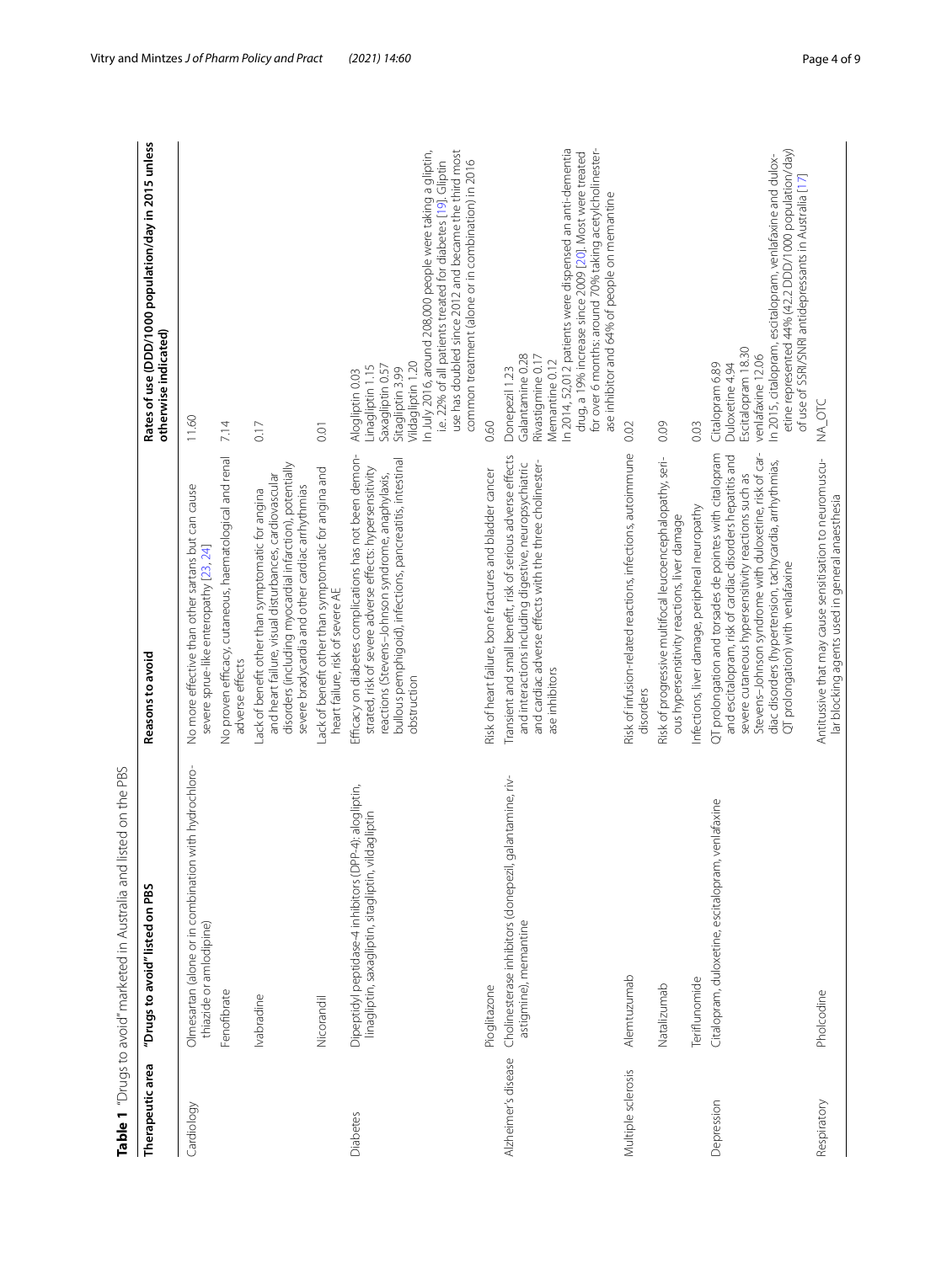**Table 1** "Drugs to avoid" marketed in Australia and listed on the PBS

| Therapeutic area | "Drugs to avoid" listed on PBS | Reasons to avoid | Rates of use (DDD/1000 population/day in 2015 unless otherwise indicated) |
|---|---|---|---|
| Cardiology | Olmesartan (alone or in combination with hydrochlorothiazide or amlodipine) | No more effective than other sartans but can cause severe sprue-like enteropathy [23, 24] | 11.60 |
| | Fenofibrate | No proven efficacy, cutaneous, haematological and renal adverse effects | 7.14 |
| | Ivabradine | Lack of benefit other than symptomatic for angina and heart failure, visual disturbances, cardiovascular disorders (including myocardial infarction), potentially severe bradycardia and other cardiac arrhythmias | 0.17 |
| | Nicorandil | Lack of benefit other than symptomatic for angina and heart failure, risk of severe AE | 0.01 |
| Diabetes | Dipeptidyl peptidase-4 inhibitors (DPP-4): alogliptin, linagliptin, saxagliptin, sitagliptin, vildagliptin | Efficacy on diabetes complications has not been demonstrated, risk of severe adverse effects: hypersensitivity reactions (Stevens–Johnson syndrome, anaphylaxis, bullous pemphigoid), infections, pancreatitis, intestinal obstruction | Alogliptin 0.03<br>Linagliptin 1.15<br>Saxagliptin 0.57<br>Sitagliptin 3.99<br>Vildagliptin 1.20<br>In July 2016, around 208,000 people were taking a gliptin, i.e. 22% of all patients treated for diabetes [19]. Gliptin use has doubled since 2012 and became the third most common treatment (alone or in combination) in 2016 |
| | Pioglitazone | Risk of heart failure, bone fractures and bladder cancer | 0.60 |
| Alzheimer's disease | Cholinesterase inhibitors (donepezil, galantamine, rivastigmine), memantine | Transient and small benefit, risk of serious adverse effects and interactions including digestive, neuropsychiatric and cardiac adverse effects with the three cholinesterase inhibitors | Donepezil 1.23<br>Galantamine 0.28<br>Rivastigmine 0.17<br>Memantine 0.12<br>In 2014, 52,012 patients were dispensed an anti-dementia drug, a 19% increase since 2009 [20]. Most were treated for over 6 months: around 70% taking acetylcholinesterase inhibitor and 64% of people on memantine |
| Multiple sclerosis | Alemtuzumab | Risk of infusion-related reactions, infections, autoimmune disorders | 0.02 |
| | Natalizumab | Risk of progressive multifocal leucoencephalopathy, serious hypersensitivity reactions, liver damage | 0.09 |
| | Teriflunomide | Infections, liver damage, peripheral neuropathy | 0.03 |
| Depression | Citalopram, duloxetine, escitalopram, venlafaxine | QT prolongation and torsades de pointes with citalopram and escitalopram, risk of cardiac disorders hepatitis and severe cutaneous hypersensitivity reactions such as Stevens–Johnson syndrome with duloxetine, risk of cardiac disorders (hypertension, tachycardia, arrhythmias, QT prolongation) with venlafaxine | Citalopram 6.89<br>Duloxetine 4.94<br>Escitalopram 18.30<br>venlafaxine 12.06<br>In 2015, citalopram, escitalopram, venlafaxine and duloxetine represented 44% (42.2 DDD/1000 population/day) of use of SSRI/SNRI antidepressants in Australia [17] |
| Respiratory | Pholcodine | Antitussive that may cause sensitisation to neuromuscular blocking agents used in general anaesthesia | NA_OTC |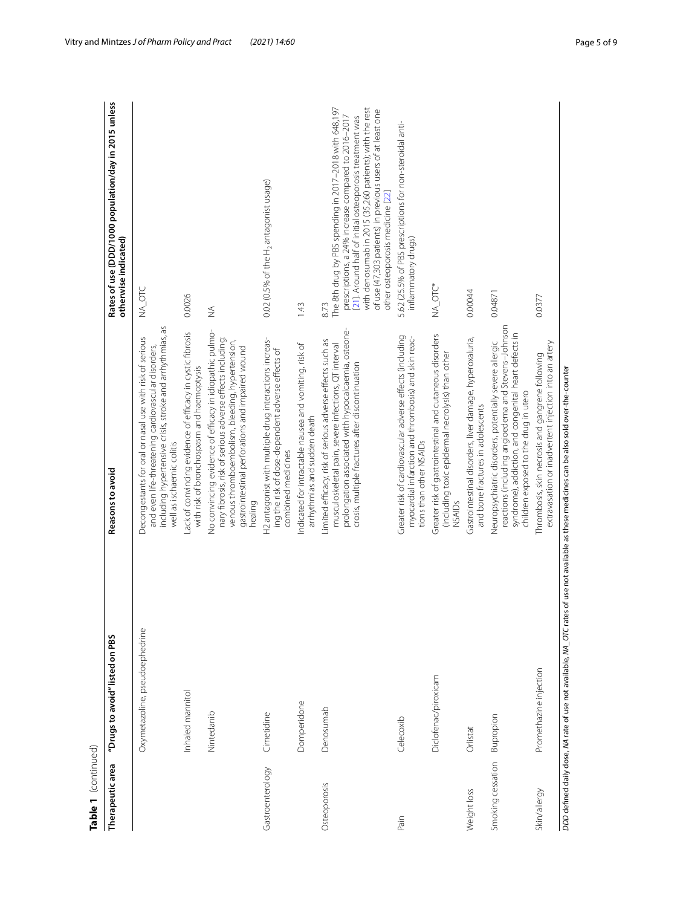**Table 1** (continued)

| Therapeutic area | "Drugs to avoid" listed on PBS | Reasons to avoid | Rates of use (DDD/1000 population/day in 2015 unless otherwise indicated) |
|---|---|---|---|
| | Oxymetazoline, pseudoephedrine | Decongestants for oral or nasal use with risk of serious and even life-threatening cardiovascular disorders, including hypertensive crisis, stroke and arrhythmias, as well as ischaemic colitis | NA_OTC |
| | Inhaled mannitol | Lack of convincing evidence of efficacy in cystic fibrosis with risk of bronchospasm and haemoptysis | 0.0026 |
| | Nintedanib | No convincing evidence of efficacy in idiopathic pulmonary fibrosis, risk of serious adverse effects including: venous thromboembolism, bleeding, hypertension, gastrointestinal perforations and impaired wound healing | NA |
| Gastroenterology | Cimetidine | H2 antagonist with multiple drug interactions increasing the risk of dose-dependent adverse effects of combined medicines | 0.02 (0.5% of the $H_2$ antagonist usage) |
| | Domperidone | Indicated for intractable nausea and vomiting, risk of arrhythmias and sudden death | 1.43 |
| Osteoporosis | Denosumab | Limited efficacy, risk of serious adverse effects such as musculoskeletal pain, severe infections, QT interval prolongation associated with hypocalcaemia, osteonecrosis, multiple fractures after discontinuation | 8.73<br>The 8th drug by PBS spending in 2017–2018 with 648,197 prescriptions, a 24% increase compared to 2016–2017 [21]. Around half of initial osteoporosis treatment was with denosumab in 2015 (35,260 patients); with the rest of use (47,303 patients) in previous users of at least one other osteoporosis medicine [22] |
| Pain | Celecoxib | Greater risk of cardiovascular adverse effects (including myocardial infarction and thrombosis) and skin reactions than other NSAIDs | 5.62 (25.5% of PBS prescriptions for non-steroidal anti-inflammatory drugs) |
| | Diclofenac/piroxicam | Greater risk of gastrointestinal and cutaneous disorders (including toxic epidermal necrolysis) than other NSAIDs | NA_OTC* |
| Weight loss | Orlistat | Gastrointestinal disorders, liver damage, hyperoxaluria, and bone fractures in adolescents | 0.00044 |
| Smoking cessation | Bupropion | Neuropsychiatric disorders, potentially severe allergic reactions (including angioedema and Stevens–Johnson syndrome), addiction, and congenital heart defects in children exposed to the drug in utero | 0.04871 |
| Skin/allergy | Promethazine injection | Thrombosis, skin necrosis and gangrene following extravasation or inadvertent injection into an artery | 0.0377 |

*DDD* defined daily dose, *NA* rate of use not available, *NA_OTC* rates of use not available as these medicines can be also sold over-the-counter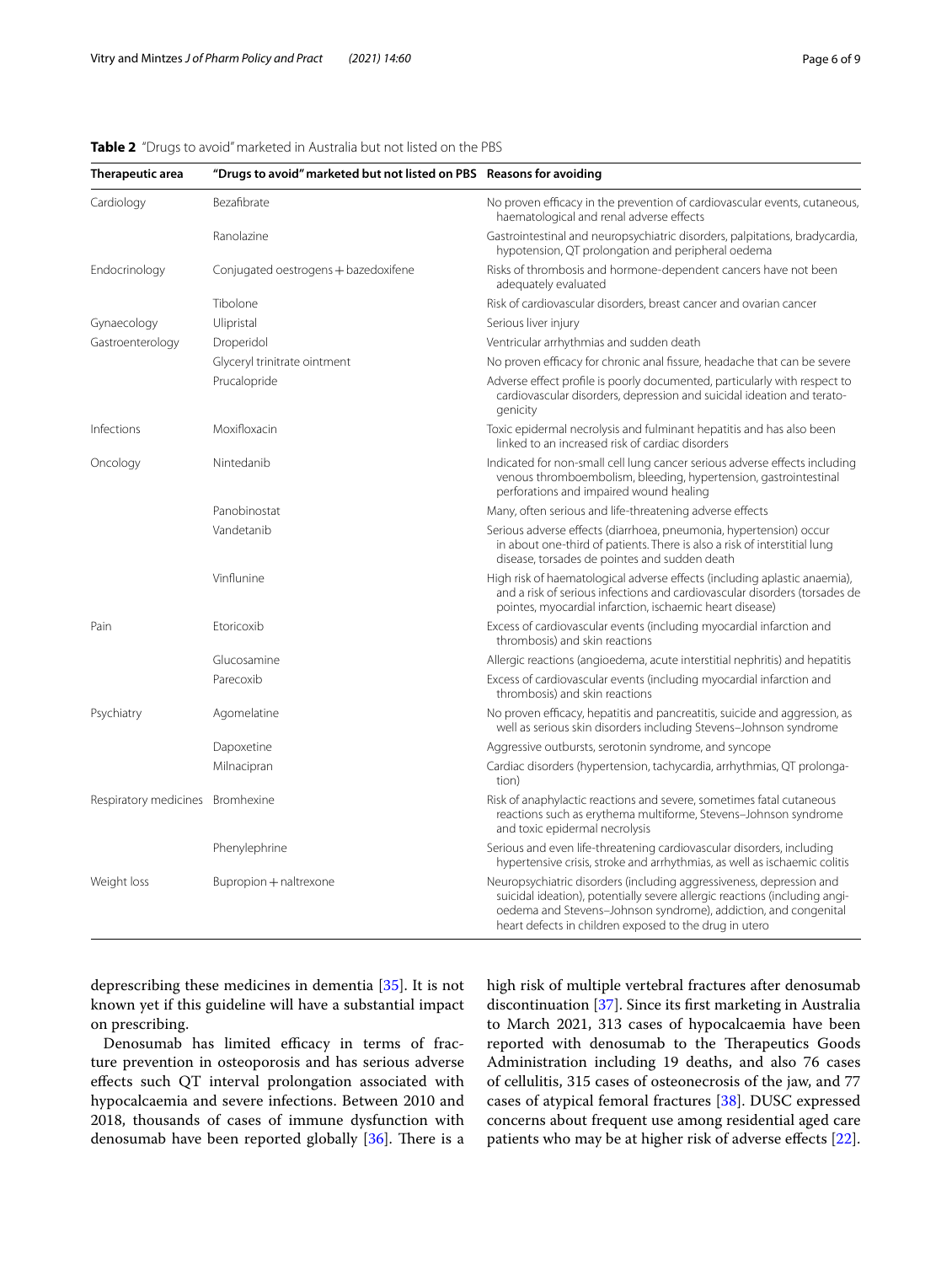**Table 2** "Drugs to avoid" marketed in Australia but not listed on the PBS

| Therapeutic area | "Drugs to avoid" marketed but not listed on PBS | Reasons for avoiding |
|---|---|---|
| Cardiology | Bezafibrate | No proven efficacy in the prevention of cardiovascular events, cutaneous, haematological and renal adverse effects |
| | Ranolazine | Gastrointestinal and neuropsychiatric disorders, palpitations, bradycardia, hypotension, QT prolongation and peripheral oedema |
| Endocrinology | Conjugated oestrogens + bazedoxifene | Risks of thrombosis and hormone-dependent cancers have not been adequately evaluated |
| | Tibolone | Risk of cardiovascular disorders, breast cancer and ovarian cancer |
| Gynaecology | Ulipristal | Serious liver injury |
| Gastroenterology | Droperidol | Ventricular arrhythmias and sudden death |
| | Glyceryl trinitrate ointment | No proven efficacy for chronic anal fissure, headache that can be severe |
| | Prucalopride | Adverse effect profile is poorly documented, particularly with respect to cardiovascular disorders, depression and suicidal ideation and teratogenicity |
| Infections | Moxifloxacin | Toxic epidermal necrolysis and fulminant hepatitis and has also been linked to an increased risk of cardiac disorders |
| Oncology | Nintedanib | Indicated for non-small cell lung cancer serious adverse effects including venous thromboembolism, bleeding, hypertension, gastrointestinal perforations and impaired wound healing |
| | Panobinostat | Many, often serious and life-threatening adverse effects |
| | Vandetanib | Serious adverse effects (diarrhoea, pneumonia, hypertension) occur in about one-third of patients. There is also a risk of interstitial lung disease, torsades de pointes and sudden death |
| | Vinflunine | High risk of haematological adverse effects (including aplastic anaemia), and a risk of serious infections and cardiovascular disorders (torsades de pointes, myocardial infarction, ischaemic heart disease) |
| Pain | Etoricoxib | Excess of cardiovascular events (including myocardial infarction and thrombosis) and skin reactions |
| | Glucosamine | Allergic reactions (angioedema, acute interstitial nephritis) and hepatitis |
| | Parecoxib | Excess of cardiovascular events (including myocardial infarction and thrombosis) and skin reactions |
| Psychiatry | Agomelatine | No proven efficacy, hepatitis and pancreatitis, suicide and aggression, as well as serious skin disorders including Stevens–Johnson syndrome |
| | Dapoxetine | Aggressive outbursts, serotonin syndrome, and syncope |
| | Milnacipran | Cardiac disorders (hypertension, tachycardia, arrhythmias, QT prolongation) |
| Respiratory medicines | Bromhexine | Risk of anaphylactic reactions and severe, sometimes fatal cutaneous reactions such as erythema multiforme, Stevens–Johnson syndrome and toxic epidermal necrolysis |
| | Phenylephrine | Serious and even life-threatening cardiovascular disorders, including hypertensive crisis, stroke and arrhythmias, as well as ischaemic colitis |
| Weight loss | Bupropion + naltrexone | Neuropsychiatric disorders (including aggressiveness, depression and suicidal ideation), potentially severe allergic reactions (including angioedema and Stevens–Johnson syndrome), addiction, and congenital heart defects in children exposed to the drug in utero |

deprescribing these medicines in dementia [35]. It is not known yet if this guideline will have a substantial impact on prescribing.

Denosumab has limited efficacy in terms of fracture prevention in osteoporosis and has serious adverse effects such QT interval prolongation associated with hypocalcaemia and severe infections. Between 2010 and 2018, thousands of cases of immune dysfunction with denosumab have been reported globally [36]. There is a high risk of multiple vertebral fractures after denosumab discontinuation [37]. Since its first marketing in Australia to March 2021, 313 cases of hypocalcaemia have been reported with denosumab to the Therapeutics Goods Administration including 19 deaths, and also 76 cases of cellulitis, 315 cases of osteonecrosis of the jaw, and 77 cases of atypical femoral fractures [38]. DUSC expressed concerns about frequent use among residential aged care patients who may be at higher risk of adverse effects [22].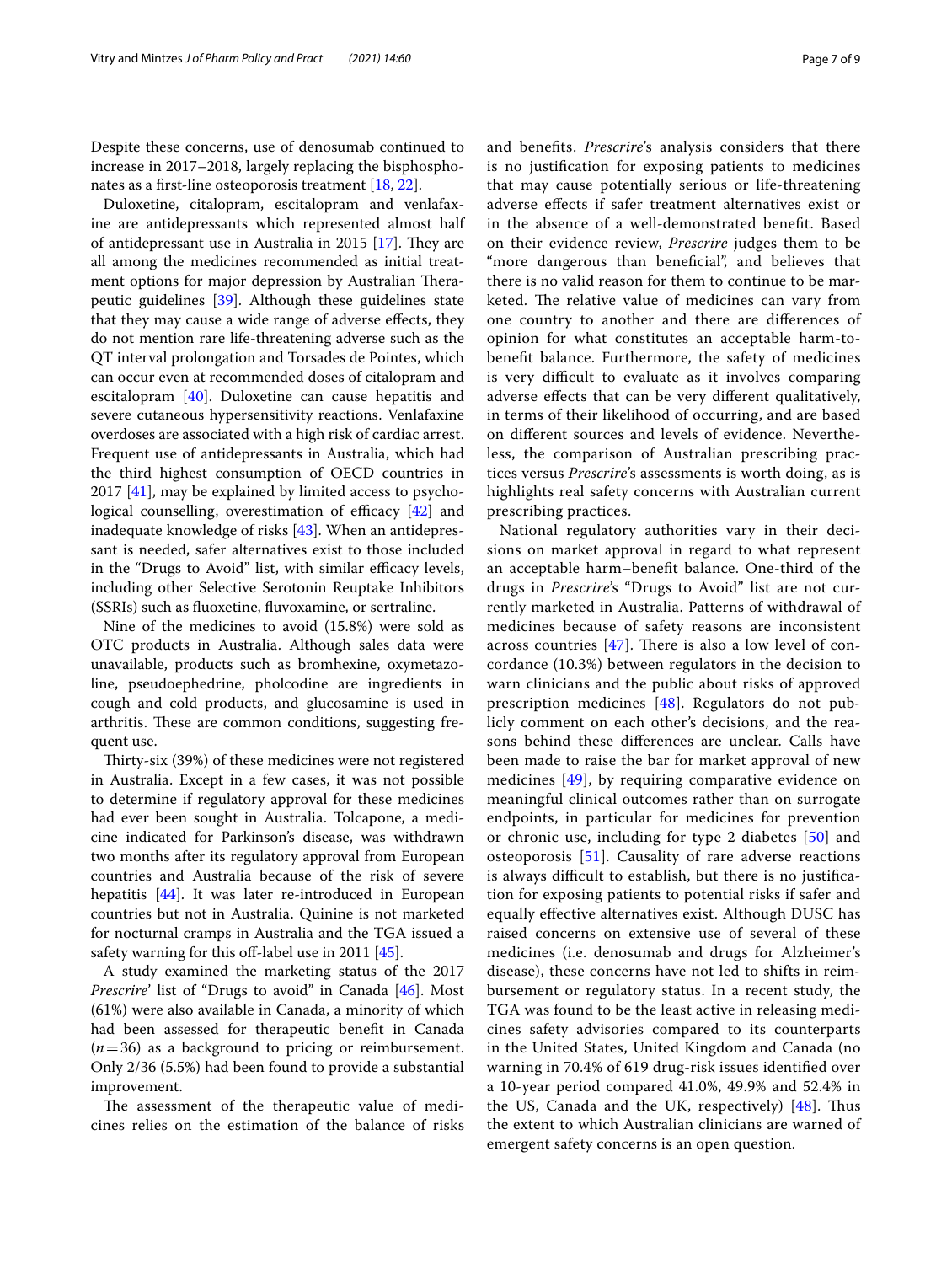Despite these concerns, use of denosumab continued to increase in 2017–2018, largely replacing the bisphosphonates as a first-line osteoporosis treatment [18, 22].

Duloxetine, citalopram, escitalopram and venlafaxine are antidepressants which represented almost half of antidepressant use in Australia in 2015 [17]. They are all among the medicines recommended as initial treatment options for major depression by Australian Therapeutic guidelines [39]. Although these guidelines state that they may cause a wide range of adverse effects, they do not mention rare life-threatening adverse such as the QT interval prolongation and Torsades de Pointes, which can occur even at recommended doses of citalopram and escitalopram [40]. Duloxetine can cause hepatitis and severe cutaneous hypersensitivity reactions. Venlafaxine overdoses are associated with a high risk of cardiac arrest. Frequent use of antidepressants in Australia, which had the third highest consumption of OECD countries in 2017 [41], may be explained by limited access to psychological counselling, overestimation of efficacy [42] and inadequate knowledge of risks [43]. When an antidepressant is needed, safer alternatives exist to those included in the "Drugs to Avoid" list, with similar efficacy levels, including other Selective Serotonin Reuptake Inhibitors (SSRIs) such as fluoxetine, fluvoxamine, or sertraline.

Nine of the medicines to avoid (15.8%) were sold as OTC products in Australia. Although sales data were unavailable, products such as bromhexine, oxymetazoline, pseudoephedrine, pholcodine are ingredients in cough and cold products, and glucosamine is used in arthritis. These are common conditions, suggesting frequent use.

Thirty-six (39%) of these medicines were not registered in Australia. Except in a few cases, it was not possible to determine if regulatory approval for these medicines had ever been sought in Australia. Tolcapone, a medicine indicated for Parkinson's disease, was withdrawn two months after its regulatory approval from European countries and Australia because of the risk of severe hepatitis [44]. It was later re-introduced in European countries but not in Australia. Quinine is not marketed for nocturnal cramps in Australia and the TGA issued a safety warning for this off-label use in 2011 [45].

A study examined the marketing status of the 2017 *Prescrire*' list of "Drugs to avoid" in Canada [46]. Most (61%) were also available in Canada, a minority of which had been assessed for therapeutic benefit in Canada ($n = 36$) as a background to pricing or reimbursement. Only 2/36 (5.5%) had been found to provide a substantial improvement.

The assessment of the therapeutic value of medicines relies on the estimation of the balance of risks and benefits. *Prescrire*'s analysis considers that there is no justification for exposing patients to medicines that may cause potentially serious or life-threatening adverse effects if safer treatment alternatives exist or in the absence of a well-demonstrated benefit. Based on their evidence review, *Prescrire* judges them to be "more dangerous than beneficial", and believes that there is no valid reason for them to continue to be marketed. The relative value of medicines can vary from one country to another and there are differences of opinion for what constitutes an acceptable harm-to-benefit balance. Furthermore, the safety of medicines is very difficult to evaluate as it involves comparing adverse effects that can be very different qualitatively, in terms of their likelihood of occurring, and are based on different sources and levels of evidence. Nevertheless, the comparison of Australian prescribing practices versus *Prescrire*'s assessments is worth doing, as is highlights real safety concerns with Australian current prescribing practices.

National regulatory authorities vary in their decisions on market approval in regard to what represent an acceptable harm–benefit balance. One-third of the drugs in *Prescrire*'s "Drugs to Avoid" list are not currently marketed in Australia. Patterns of withdrawal of medicines because of safety reasons are inconsistent across countries [47]. There is also a low level of concordance (10.3%) between regulators in the decision to warn clinicians and the public about risks of approved prescription medicines [48]. Regulators do not publicly comment on each other's decisions, and the reasons behind these differences are unclear. Calls have been made to raise the bar for market approval of new medicines [49], by requiring comparative evidence on meaningful clinical outcomes rather than on surrogate endpoints, in particular for medicines for prevention or chronic use, including for type 2 diabetes [50] and osteoporosis [51]. Causality of rare adverse reactions is always difficult to establish, but there is no justification for exposing patients to potential risks if safer and equally effective alternatives exist. Although DUSC has raised concerns on extensive use of several of these medicines (i.e. denosumab and drugs for Alzheimer's disease), these concerns have not led to shifts in reimbursement or regulatory status. In a recent study, the TGA was found to be the least active in releasing medicines safety advisories compared to its counterparts in the United States, United Kingdom and Canada (no warning in 70.4% of 619 drug-risk issues identified over a 10-year period compared 41.0%, 49.9% and 52.4% in the US, Canada and the UK, respectively) [48]. Thus the extent to which Australian clinicians are warned of emergent safety concerns is an open question.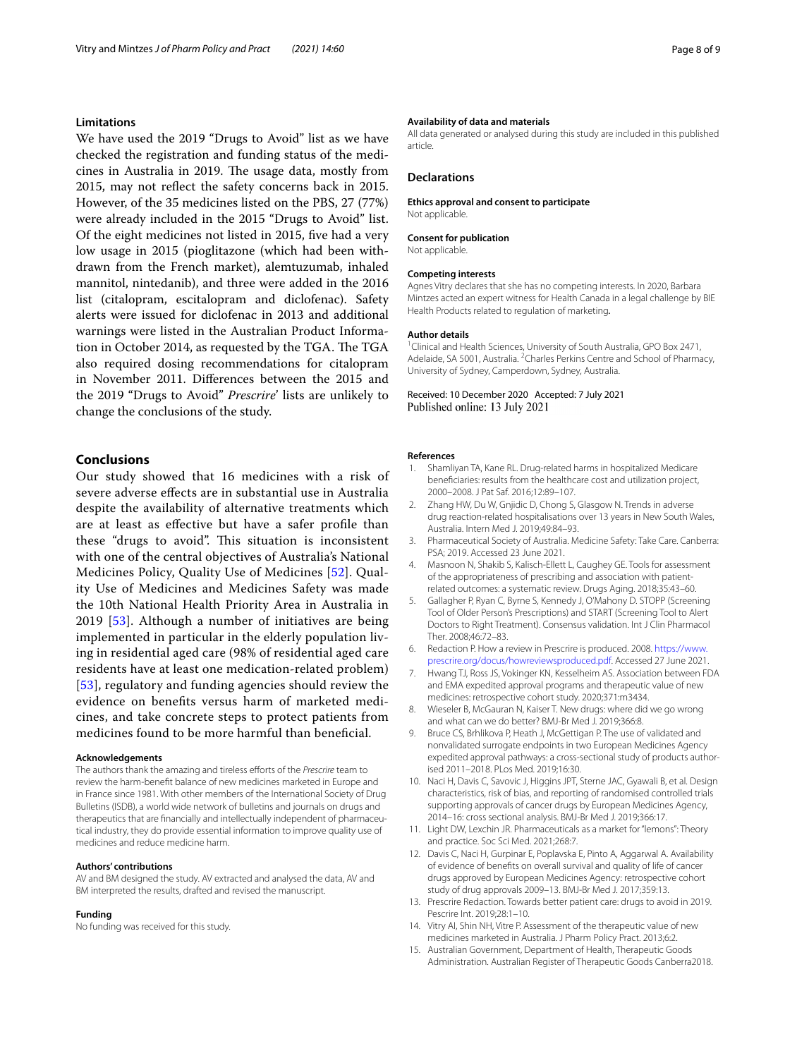### Limitations

We have used the 2019 "Drugs to Avoid" list as we have checked the registration and funding status of the medicines in Australia in 2019. The usage data, mostly from 2015, may not reflect the safety concerns back in 2015. However, of the 35 medicines listed on the PBS, 27 (77%) were already included in the 2015 "Drugs to Avoid" list. Of the eight medicines not listed in 2015, five had a very low usage in 2015 (pioglitazone (which had been withdrawn from the French market), alemtuzumab, inhaled mannitol, nintedanib), and three were added in the 2016 list (citalopram, escitalopram and diclofenac). Safety alerts were issued for diclofenac in 2013 and additional warnings were listed in the Australian Product Information in October 2014, as requested by the TGA. The TGA also required dosing recommendations for citalopram in November 2011. Differences between the 2015 and the 2019 "Drugs to Avoid" *Prescrire*' lists are unlikely to change the conclusions of the study.

## Conclusions

Our study showed that 16 medicines with a risk of severe adverse effects are in substantial use in Australia despite the availability of alternative treatments which are at least as effective but have a safer profile than these "drugs to avoid". This situation is inconsistent with one of the central objectives of Australia's National Medicines Policy, Quality Use of Medicines [52]. Quality Use of Medicines and Medicines Safety was made the 10th National Health Priority Area in Australia in 2019 [53]. Although a number of initiatives are being implemented in particular in the elderly population living in residential aged care (98% of residential aged care residents have at least one medication-related problem) [53], regulatory and funding agencies should review the evidence on benefits versus harm of marketed medicines, and take concrete steps to protect patients from medicines found to be more harmful than beneficial.

#### Acknowledgements

The authors thank the amazing and tireless efforts of the *Prescrire* team to review the harm-benefit balance of new medicines marketed in Europe and in France since 1981. With other members of the International Society of Drug Bulletins (ISDB), a world wide network of bulletins and journals on drugs and therapeutics that are financially and intellectually independent of pharmaceutical industry, they do provide essential information to improve quality use of medicines and reduce medicine harm.

#### Authors' contributions

AV and BM designed the study. AV extracted and analysed the data, AV and BM interpreted the results, drafted and revised the manuscript.

#### Funding

No funding was received for this study.

#### Availability of data and materials

All data generated or analysed during this study are included in this published article.

### Declarations

#### Ethics approval and consent to participate

Not applicable.

#### Consent for publication

Not applicable.

#### Competing interests

Agnes Vitry declares that she has no competing interests. In 2020, Barbara Mintzes acted an expert witness for Health Canada in a legal challenge by BIE Health Products related to regulation of marketing.

#### Author details

[1] Clinical and Health Sciences, University of South Australia, GPO Box 2471, Adelaide, SA 5001, Australia. [2] Charles Perkins Centre and School of Pharmacy, University of Sydney, Camperdown, Sydney, Australia.

Received: 10 December 2020 Accepted: 7 July 2021
Published online: 13 July 2021

#### References

1. Shamliyan TA, Kane RL. Drug-related harms in hospitalized Medicare beneficiaries: results from the healthcare cost and utilization project, 2000–2008. J Pat Saf. 2016;12:89–107.
2. Zhang HW, Du W, Gnjidic D, Chong S, Glasgow N. Trends in adverse drug reaction-related hospitalisations over 13 years in New South Wales, Australia. Intern Med J. 2019;49:84–93.
3. Pharmaceutical Society of Australia. Medicine Safety: Take Care. Canberra: PSA; 2019. Accessed 23 June 2021.
4. Masnoon N, Shakib S, Kalisch-Ellett L, Caughey GE. Tools for assessment of the appropriateness of prescribing and association with patient-related outcomes: a systematic review. Drugs Aging. 2018;35:43–60.
5. Gallagher P, Ryan C, Byrne S, Kennedy J, O'Mahony D. STOPP (Screening Tool of Older Person's Prescriptions) and START (Screening Tool to Alert Doctors to Right Treatment). Consensus validation. Int J Clin Pharmacol Ther. 2008;46:72–83.
6. Redaction P. How a review in Prescrire is produced. 2008. https://www.prescrire.org/docus/howreviewsproduced.pdf. Accessed 27 June 2021.
7. Hwang TJ, Ross JS, Vokinger KN, Kesselheim AS. Association between FDA and EMA expedited approval programs and therapeutic value of new medicines: retrospective cohort study. 2020;371:m3434.
8. Wieseler B, McGauran N, Kaiser T. New drugs: where did we go wrong and what can we do better? BMJ-Br Med J. 2019;366:8.
9. Bruce CS, Brhlikova P, Heath J, McGettigan P. The use of validated and nonvalidated surrogate endpoints in two European Medicines Agency expedited approval pathways: a cross-sectional study of products authorised 2011–2018. PLos Med. 2019;16:30.
10. Naci H, Davis C, Savovic J, Higgins JPT, Sterne JAC, Gyawali B, et al. Design characteristics, risk of bias, and reporting of randomised controlled trials supporting approvals of cancer drugs by European Medicines Agency, 2014–16: cross sectional analysis. BMJ-Br Med J. 2019;366:17.
11. Light DW, Lexchin JR. Pharmaceuticals as a market for "lemons": Theory and practice. Soc Sci Med. 2021;268:7.
12. Davis C, Naci H, Gurpinar E, Poplavska E, Pinto A, Aggarwal A. Availability of evidence of benefits on overall survival and quality of life of cancer drugs approved by European Medicines Agency: retrospective cohort study of drug approvals 2009–13. BMJ-Br Med J. 2017;359:13.
13. Prescrire Redaction. Towards better patient care: drugs to avoid in 2019. Pescrire Int. 2019;28:1–10.
14. Vitry AI, Shin NH, Vitre P. Assessment of the therapeutic value of new medicines marketed in Australia. J Pharm Policy Pract. 2013;6:2.
15. Australian Government, Department of Health, Therapeutic Goods Administration. Australian Register of Therapeutic Goods Canberra2018.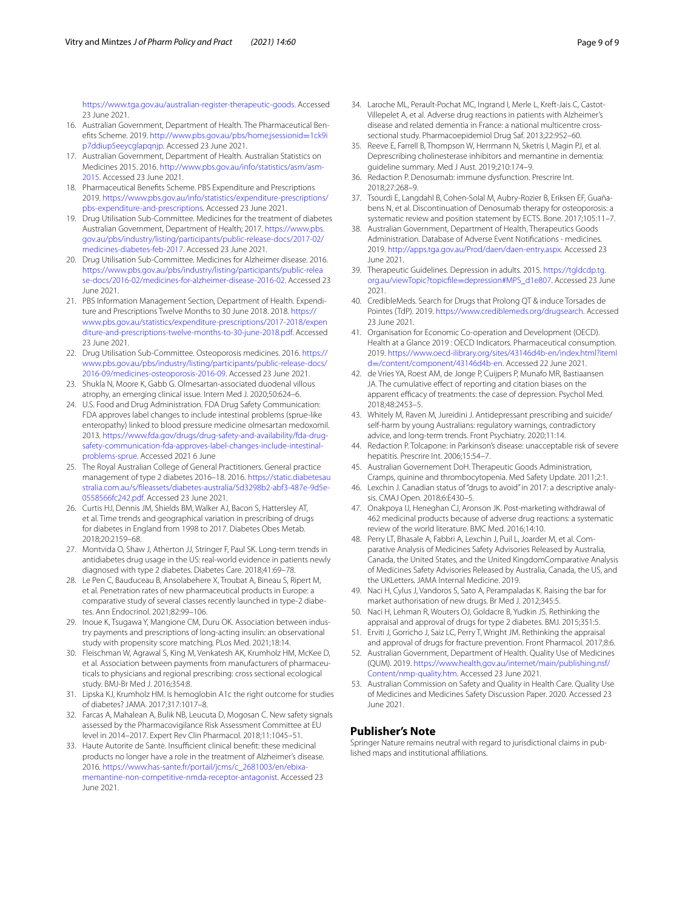https://www.tga.gov.au/australian-register-therapeutic-goods. Accessed 23 June 2021.

16. Australian Government, Department of Health. The Pharmaceutical Benefits Scheme. 2019. http://www.pbs.gov.au/pbs/home;jsessionid=1ck9ip7ddiup5eeycglapqnjp. Accessed 23 June 2021.
17. Australian Government, Department of Health. Australian Statistics on Medicines 2015. 2016. http://www.pbs.gov.au/info/statistics/asm/asm-2015. Accessed 23 June 2021.
18. Pharmaceutical Benefits Scheme. PBS Expenditure and Prescriptions 2019. https://www.pbs.gov.au/info/statistics/expenditure-prescriptions/pbs-expenditure-and-prescriptions. Accessed 23 June 2021.
19. Drug Utilisation Sub-Committee. Medicines for the treatment of diabetes Australian Government, Department of Health; 2017. https://www.pbs.gov.au/pbs/industry/listing/participants/public-release-docs/2017-02/medicines-diabetes-feb-2017. Accessed 23 June 2021.
20. Drug Utilisation Sub-Committee. Medicines for Alzheimer disease. 2016. https://www.pbs.gov.au/pbs/industry/listing/participants/public-release-docs/2016-02/medicines-for-alzheimer-disease-2016-02. Accessed 23 June 2021.
21. PBS Information Management Section, Department of Health. Expenditure and Prescriptions Twelve Months to 30 June 2018. 2018. https://www.pbs.gov.au/statistics/expenditure-prescriptions/2017-2018/expenditure-and-prescriptions-twelve-months-to-30-june-2018.pdf. Accessed 23 June 2021.
22. Drug Utilisation Sub-Committee. Osteoporosis medicines. 2016. https://www.pbs.gov.au/pbs/industry/listing/participants/public-release-docs/2016-09/medicines-osteoporosis-2016-09. Accessed 23 June 2021.
23. Shukla N, Moore K, Gabb G. Olmesartan-associated duodenal villous atrophy, an emerging clinical issue. Intern Med J. 2020;50:624–6.
24. U.S. Food and Drug Administration. FDA Drug Safety Communication: FDA approves label changes to include intestinal problems (sprue-like enteropathy) linked to blood pressure medicine olmesartan medoxomil. 2013. https://www.fda.gov/drugs/drug-safety-and-availability/fda-drug-safety-communication-fda-approves-label-changes-include-intestinal-problems-sprue. Accessed 2021 6 June
25. The Royal Australian College of General Practitioners. General practice management of type 2 diabetes 2016–18. 2016. https://static.diabetesaustralia.com.au/s/fileassets/diabetes-australia/5d3298b2-abf3-487e-9d5e-0558566fc242.pdf. Accessed 23 June 2021.
26. Curtis HJ, Dennis JM, Shields BM, Walker AJ, Bacon S, Hattersley AT, et al. Time trends and geographical variation in prescribing of drugs for diabetes in England from 1998 to 2017. Diabetes Obes Metab. 2018;20:2159–68.
27. Montvida O, Shaw J, Atherton JJ, Stringer F, Paul SK. Long-term trends in antidiabetes drug usage in the US: real-world evidence in patients newly diagnosed with type 2 diabetes. Diabetes Care. 2018;41:69–78.
28. Le Pen C, Bauduceau B, Ansolabehere X, Troubat A, Bineau S, Ripert M, et al. Penetration rates of new pharmaceutical products in Europe: a comparative study of several classes recently launched in type-2 diabetes. Ann Endocrinol. 2021;82:99–106.
29. Inoue K, Tsugawa Y, Mangione CM, Duru OK. Association between industry payments and prescriptions of long-acting insulin: an observational study with propensity score matching. PLos Med. 2021;18:14.
30. Fleischman W, Agrawal S, King M, Venkatesh AK, Krumholz HM, McKee D, et al. Association between payments from manufacturers of pharmaceuticals to physicians and regional prescribing: cross sectional ecological study. BMJ-Br Med J. 2016;354:8.
31. Lipska KJ, Krumholz HM. Is hemoglobin A1c the right outcome for studies of diabetes? JAMA. 2017;317:1017–8.
32. Farcas A, Mahalean A, Bulik NB, Leucuta D, Mogosan C. New safety signals assessed by the Pharmacovigilance Risk Assessment Committee at EU level in 2014–2017. Expert Rev Clin Pharmacol. 2018;11:1045–51.
33. Haute Autorite de Santé. Insufficient clinical benefit: these medicinal products no longer have a role in the treatment of Alzheimer's disease. 2016. https://www.has-sante.fr/portail/jcms/c_2681003/en/ebixa-memantine-non-competitive-nmda-receptor-antagonist. Accessed 23 June 2021.
34. Laroche ML, Perault-Pochat MC, Ingrand I, Merle L, Kreft-Jais C, Castot-Villepelet A, et al. Adverse drug reactions in patients with Alzheimer's disease and related dementia in France: a national multicentre cross-sectional study. Pharmacoepidemiol Drug Saf. 2013;22:952–60.
35. Reeve E, Farrell B, Thompson W, Herrmann N, Sketris I, Magin PJ, et al. Deprescribing cholinesterase inhibitors and memantine in dementia: guideline summary. Med J Aust. 2019;210:174–9.
36. Redaction P. Denosumab: immune dysfunction. Prescrire Int. 2018;27:268–9.
37. Tsourdi E, Langdahl B, Cohen-Solal M, Aubry-Rozier B, Eriksen EF, Guañabens N, et al. Discontinuation of Denosumab therapy for osteoporosis: a systematic review and position statement by ECTS. Bone. 2017;105:11–7.
38. Australian Government, Department of Health, Therapeutics Goods Administration. Database of Adverse Event Notifications - medicines. 2019. http://apps.tga.gov.au/Prod/daen/daen-entry.aspx. Accessed 23 June 2021.
39. Therapeutic Guidelines. Depression in adults. 2015. https://tgldcdp.tg.org.au/viewTopic?topicfile=depression#MPS_d1e807. Accessed 23 June 2021.
40. CredibleMeds. Search for Drugs that Prolong QT & induce Torsades de Pointes (TdP). 2019. https://www.crediblemeds.org/drugsearch. Accessed 23 June 2021.
41. Organisation for Economic Co-operation and Development (OECD). Health at a Glance 2019 : OECD Indicators. Pharmaceutical consumption. 2019. https://www.oecd-ilibrary.org/sites/43146d4b-en/index.html?itemId=/content/component/43146d4b-en. Accessed 22 June 2021.
42. de Vries YA, Roest AM, de Jonge P, Cuijpers P, Munafo MR, Bastiaansen JA. The cumulative effect of reporting and citation biases on the apparent efficacy of treatments: the case of depression. Psychol Med. 2018;48:2453–5.
43. Whitely M, Raven M, Jureidini J. Antidepressant prescribing and suicide/self-harm by young Australians: regulatory warnings, contradictory advice, and long-term trends. Front Psychiatry. 2020;11:14.
44. Redaction P. Tolcapone: in Parkinson's disease: unacceptable risk of severe hepatitis. Prescrire Int. 2006;15:54–7.
45. Australian Governement DoH. Therapeutic Goods Administration, Cramps, quinine and thrombocytopenia. Med Safety Update. 2011;2:1.
46. Lexchin J. Canadian status of "drugs to avoid" in 2017: a descriptive analysis. CMAJ Open. 2018;6:E430–5.
47. Onakpoya IJ, Heneghan CJ, Aronson JK. Post-marketing withdrawal of 462 medicinal products because of adverse drug reactions: a systematic review of the world literature. BMC Med. 2016;14:10.
48. Perry LT, Bhasale A, Fabbri A, Lexchin J, Puil L, Joarder M, et al. Comparative Analysis of Medicines Safety Advisories Released by Australia, Canada, the United States, and the United KingdomComparative Analysis of Medicines Safety Advisories Released by Australia, Canada, the US, and the UKLetters. JAMA Internal Medicine. 2019.
49. Naci H, Cylus J, Vandoros S, Sato A, Perampaladas K. Raising the bar for market authorisation of new drugs. Br Med J. 2012;345:5.
50. Naci H, Lehman R, Wouters OJ, Goldacre B, Yudkin JS. Rethinking the appraisal and approval of drugs for type 2 diabetes. BMJ. 2015;351:5.
51. Erviti J, Gorricho J, Saiz LC, Perry T, Wright JM. Rethinking the appraisal and approval of drugs for fracture prevention. Front Pharmacol. 2017;8:6.
52. Australian Government, Department of Health. Quality Use of Medicines (QUM). 2019. https://www.health.gov.au/internet/main/publishing.nsf/Content/nmp-quality.htm. Accessed 23 June 2021.
53. Australian Commission on Safety and Quality in Health Care. Quality Use of Medicines and Medicines Safety Discussion Paper. 2020. Accessed 23 June 2021.

## Publisher's Note

Springer Nature remains neutral with regard to jurisdictional claims in published maps and institutional affiliations.